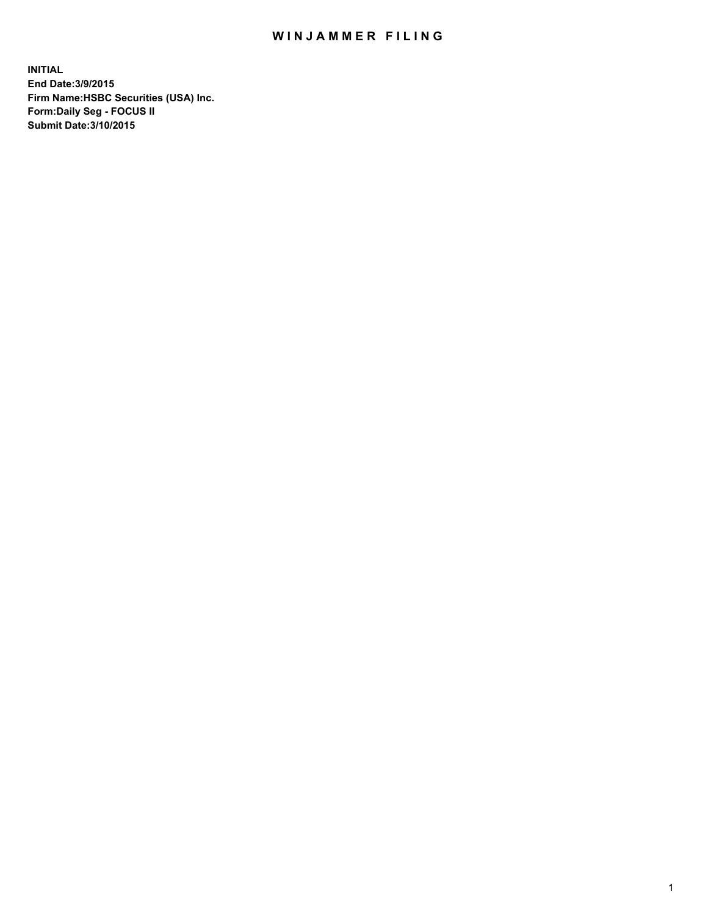# WINJAMMER FILING

**INITIAL**
**End Date:3/9/2015**
**Firm Name:HSBC Securities (USA) Inc.**
**Form:Daily Seg - FOCUS II**
**Submit Date:3/10/2015**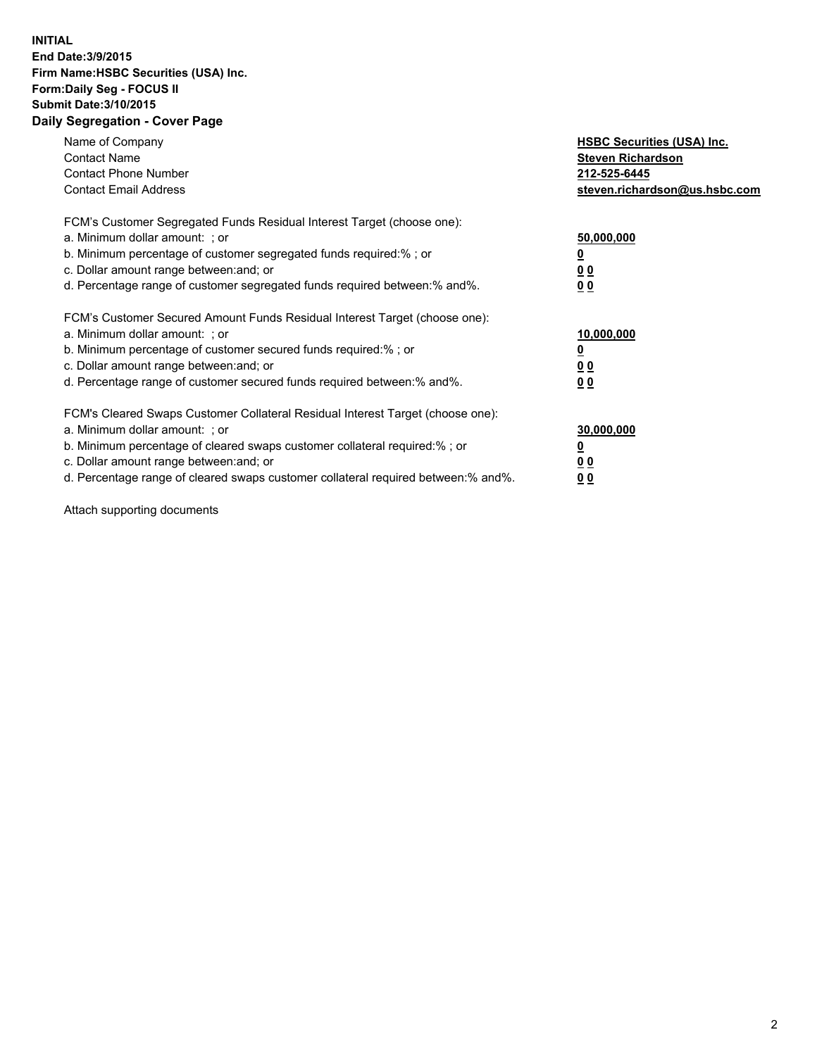**INITIAL**
**End Date:3/9/2015**
**Firm Name:HSBC Securities (USA) Inc.**
**Form:Daily Seg - FOCUS II**
**Submit Date:3/10/2015**

## Daily Segregation - Cover Page

| | |
|---|---|
| Name of Company | **HSBC Securities (USA) Inc.** |
| Contact Name | **Steven Richardson** |
| Contact Phone Number | **212-525-6445** |
| Contact Email Address | **steven.richardson@us.hsbc.com** |

FCM's Customer Segregated Funds Residual Interest Target (choose one):

| | |
|---|---|
| a. Minimum dollar amount: ; or | **50,000,000** |
| b. Minimum percentage of customer segregated funds required:% ; or | **0** |
| c. Dollar amount range between:and; or | **0 0** |
| d. Percentage range of customer segregated funds required between:% and%. | **0 0** |

FCM's Customer Secured Amount Funds Residual Interest Target (choose one):

| | |
|---|---|
| a. Minimum dollar amount: ; or | **10,000,000** |
| b. Minimum percentage of customer secured funds required:% ; or | **0** |
| c. Dollar amount range between:and; or | **0 0** |
| d. Percentage range of customer secured funds required between:% and%. | **0 0** |

FCM's Cleared Swaps Customer Collateral Residual Interest Target (choose one):

| | |
|---|---|
| a. Minimum dollar amount: ; or | **30,000,000** |
| b. Minimum percentage of cleared swaps customer collateral required:% ; or | **0** |
| c. Dollar amount range between:and; or | **0 0** |
| d. Percentage range of cleared swaps customer collateral required between:% and%. | **0 0** |

Attach supporting documents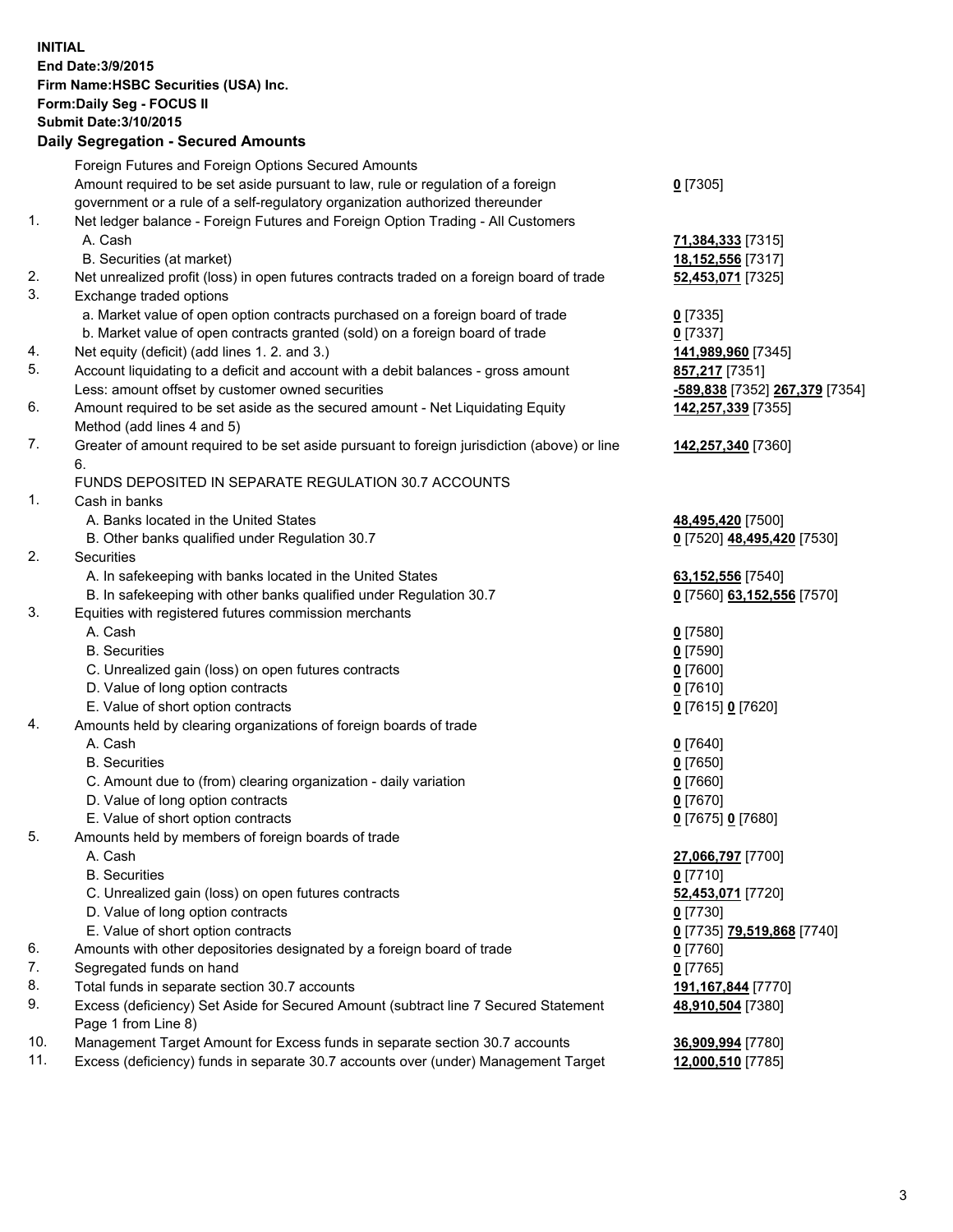**INITIAL**
**End Date:3/9/2015**
**Firm Name:HSBC Securities (USA) Inc.**
**Form:Daily Seg - FOCUS II**
**Submit Date:3/10/2015**

## Daily Segregation - Secured Amounts

| | | |
|---|---|---|
| | Foreign Futures and Foreign Options Secured Amounts | |
| | Amount required to be set aside pursuant to law, rule or regulation of a foreign government or a rule of a self-regulatory organization authorized thereunder | **0** [7305] |
| 1. | Net ledger balance - Foreign Futures and Foreign Option Trading - All Customers | |
| | A. Cash | **71,384,333** [7315] |
| | B. Securities (at market) | **18,152,556** [7317] |
| 2. | Net unrealized profit (loss) in open futures contracts traded on a foreign board of trade | **52,453,071** [7325] |
| 3. | Exchange traded options | |
| | a. Market value of open option contracts purchased on a foreign board of trade | **0** [7335] |
| | b. Market value of open contracts granted (sold) on a foreign board of trade | **0** [7337] |
| 4. | Net equity (deficit) (add lines 1. 2. and 3.) | **141,989,960** [7345] |
| 5. | Account liquidating to a deficit and account with a debit balances - gross amount | **857,217** [7351] |
| | Less: amount offset by customer owned securities | **-589,838** [7352] **267,379** [7354] |
| 6. | Amount required to be set aside as the secured amount - Net Liquidating Equity Method (add lines 4 and 5) | **142,257,339** [7355] |
| 7. | Greater of amount required to be set aside pursuant to foreign jurisdiction (above) or line 6. | **142,257,340** [7360] |
| | FUNDS DEPOSITED IN SEPARATE REGULATION 30.7 ACCOUNTS | |
| 1. | Cash in banks | |
| | A. Banks located in the United States | **48,495,420** [7500] |
| | B. Other banks qualified under Regulation 30.7 | **0** [7520] **48,495,420** [7530] |
| 2. | Securities | |
| | A. In safekeeping with banks located in the United States | **63,152,556** [7540] |
| | B. In safekeeping with other banks qualified under Regulation 30.7 | **0** [7560] **63,152,556** [7570] |
| 3. | Equities with registered futures commission merchants | |
| | A. Cash | **0** [7580] |
| | B. Securities | **0** [7590] |
| | C. Unrealized gain (loss) on open futures contracts | **0** [7600] |
| | D. Value of long option contracts | **0** [7610] |
| | E. Value of short option contracts | **0** [7615] **0** [7620] |
| 4. | Amounts held by clearing organizations of foreign boards of trade | |
| | A. Cash | **0** [7640] |
| | B. Securities | **0** [7650] |
| | C. Amount due to (from) clearing organization - daily variation | **0** [7660] |
| | D. Value of long option contracts | **0** [7670] |
| | E. Value of short option contracts | **0** [7675] **0** [7680] |
| 5. | Amounts held by members of foreign boards of trade | |
| | A. Cash | **27,066,797** [7700] |
| | B. Securities | **0** [7710] |
| | C. Unrealized gain (loss) on open futures contracts | **52,453,071** [7720] |
| | D. Value of long option contracts | **0** [7730] |
| | E. Value of short option contracts | **0** [7735] **79,519,868** [7740] |
| 6. | Amounts with other depositories designated by a foreign board of trade | **0** [7760] |
| 7. | Segregated funds on hand | **0** [7765] |
| 8. | Total funds in separate section 30.7 accounts | **191,167,844** [7770] |
| 9. | Excess (deficiency) Set Aside for Secured Amount (subtract line 7 Secured Statement Page 1 from Line 8) | **48,910,504** [7380] |
| 10. | Management Target Amount for Excess funds in separate section 30.7 accounts | **36,909,994** [7780] |
| 11. | Excess (deficiency) funds in separate 30.7 accounts over (under) Management Target | **12,000,510** [7785] |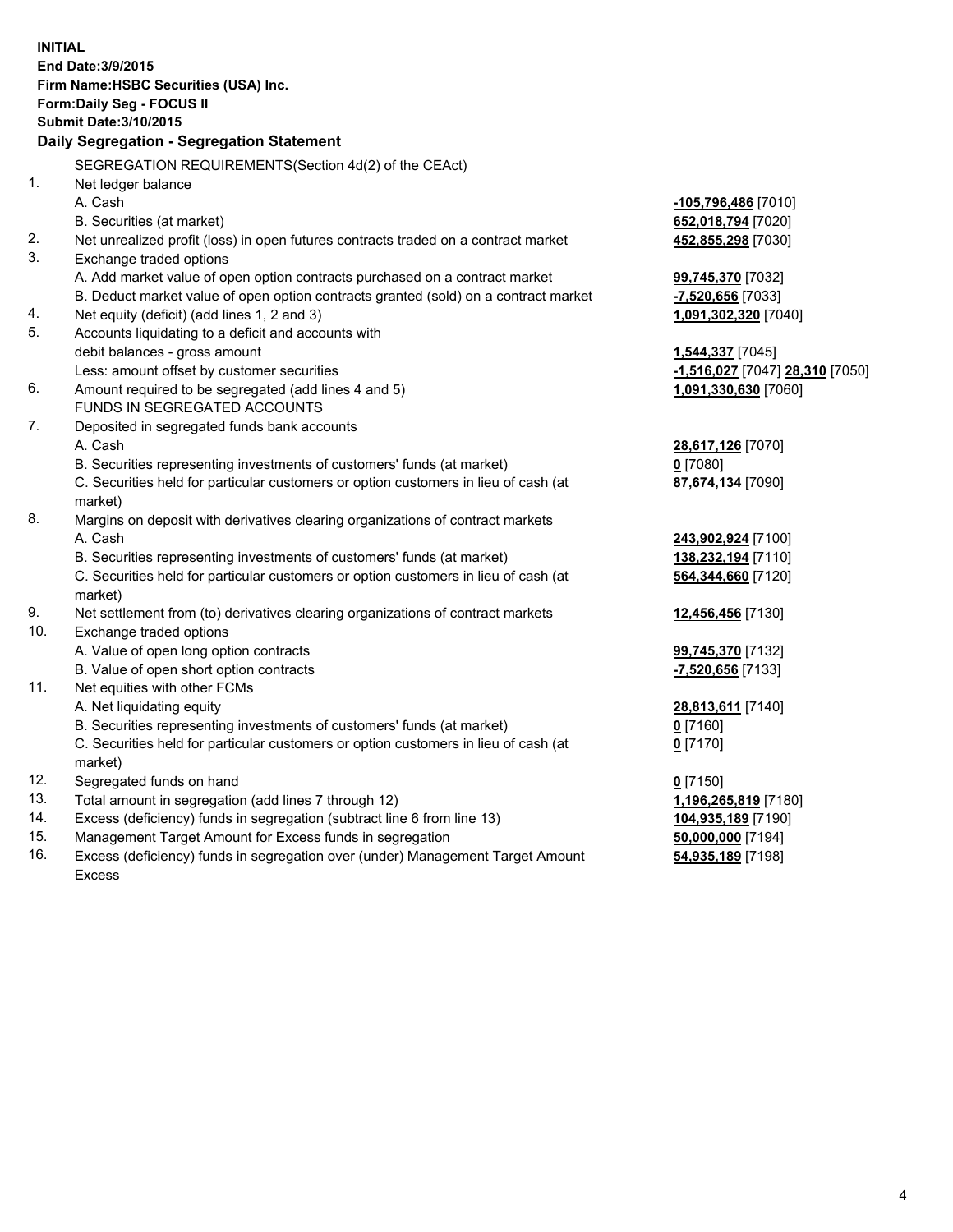**INITIAL**
**End Date:3/9/2015**
**Firm Name:HSBC Securities (USA) Inc.**
**Form:Daily Seg - FOCUS II**
**Submit Date:3/10/2015**

## Daily Segregation - Segregation Statement

| | | |
|---|---|---|
| | SEGREGATION REQUIREMENTS(Section 4d(2) of the CEAct) | |
| 1. | Net ledger balance | |
| | A. Cash | **-105,796,486** [7010] |
| | B. Securities (at market) | **652,018,794** [7020] |
| 2. | Net unrealized profit (loss) in open futures contracts traded on a contract market | **452,855,298** [7030] |
| 3. | Exchange traded options | |
| | A. Add market value of open option contracts purchased on a contract market | **99,745,370** [7032] |
| | B. Deduct market value of open option contracts granted (sold) on a contract market | **-7,520,656** [7033] |
| 4. | Net equity (deficit) (add lines 1, 2 and 3) | **1,091,302,320** [7040] |
| 5. | Accounts liquidating to a deficit and accounts with debit balances - gross amount | **1,544,337** [7045] |
| | Less: amount offset by customer securities | **-1,516,027** [7047] **28,310** [7050] |
| 6. | Amount required to be segregated (add lines 4 and 5) | **1,091,330,630** [7060] |
| | FUNDS IN SEGREGATED ACCOUNTS | |
| 7. | Deposited in segregated funds bank accounts | |
| | A. Cash | **28,617,126** [7070] |
| | B. Securities representing investments of customers' funds (at market) | **0** [7080] |
| | C. Securities held for particular customers or option customers in lieu of cash (at market) | **87,674,134** [7090] |
| 8. | Margins on deposit with derivatives clearing organizations of contract markets | |
| | A. Cash | **243,902,924** [7100] |
| | B. Securities representing investments of customers' funds (at market) | **138,232,194** [7110] |
| | C. Securities held for particular customers or option customers in lieu of cash (at market) | **564,344,660** [7120] |
| 9. | Net settlement from (to) derivatives clearing organizations of contract markets | **12,456,456** [7130] |
| 10. | Exchange traded options | |
| | A. Value of open long option contracts | **99,745,370** [7132] |
| | B. Value of open short option contracts | **-7,520,656** [7133] |
| 11. | Net equities with other FCMs | |
| | A. Net liquidating equity | **28,813,611** [7140] |
| | B. Securities representing investments of customers' funds (at market) | **0** [7160] |
| | C. Securities held for particular customers or option customers in lieu of cash (at market) | **0** [7170] |
| 12. | Segregated funds on hand | **0** [7150] |
| 13. | Total amount in segregation (add lines 7 through 12) | **1,196,265,819** [7180] |
| 14. | Excess (deficiency) funds in segregation (subtract line 6 from line 13) | **104,935,189** [7190] |
| 15. | Management Target Amount for Excess funds in segregation | **50,000,000** [7194] |
| 16. | Excess (deficiency) funds in segregation over (under) Management Target Amount Excess | **54,935,189** [7198] |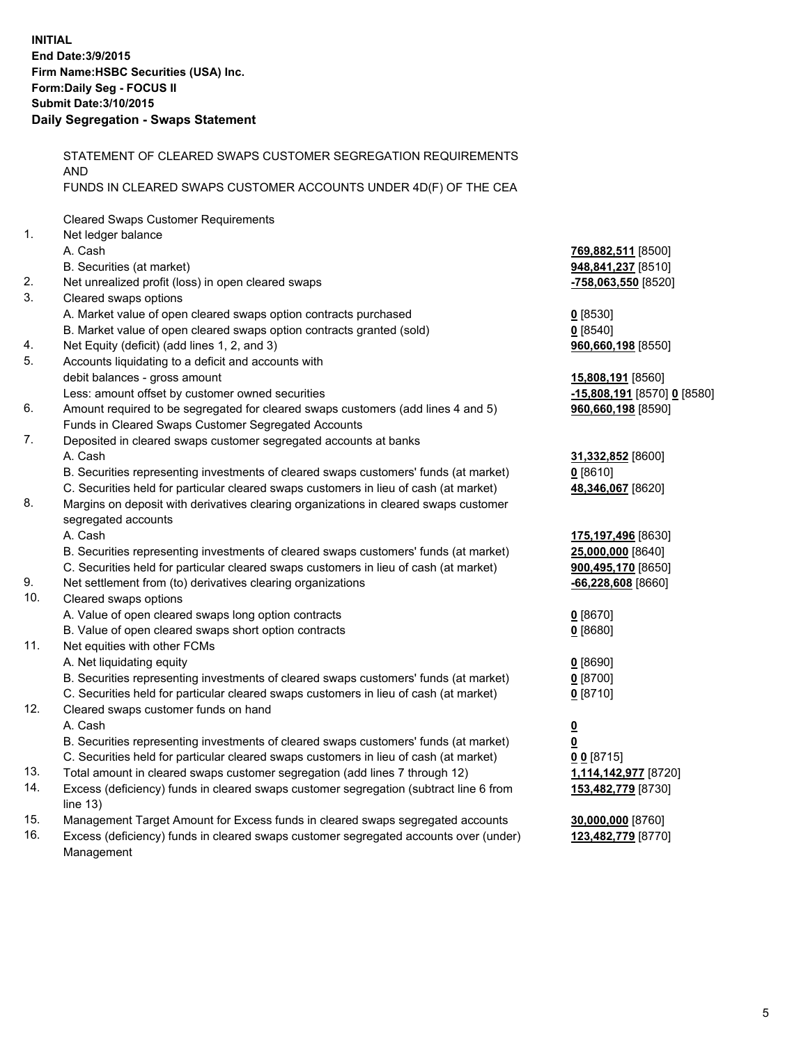**INITIAL**
**End Date:3/9/2015**
**Firm Name:HSBC Securities (USA) Inc.**
**Form:Daily Seg - FOCUS II**
**Submit Date:3/10/2015**
**Daily Segregation - Swaps Statement**

STATEMENT OF CLEARED SWAPS CUSTOMER SEGREGATION REQUIREMENTS AND FUNDS IN CLEARED SWAPS CUSTOMER ACCOUNTS UNDER 4D(F) OF THE CEA

| | | |
|---|---|---|
| | Cleared Swaps Customer Requirements | |
| 1. | Net ledger balance | |
| | A. Cash | **769,882,511** [8500] |
| | B. Securities (at market) | **948,841,237** [8510] |
| 2. | Net unrealized profit (loss) in open cleared swaps | **-758,063,550** [8520] |
| 3. | Cleared swaps options | |
| | A. Market value of open cleared swaps option contracts purchased | **0** [8530] |
| | B. Market value of open cleared swaps option contracts granted (sold) | **0** [8540] |
| 4. | Net Equity (deficit) (add lines 1, 2, and 3) | **960,660,198** [8550] |
| 5. | Accounts liquidating to a deficit and accounts with | |
| | debit balances - gross amount | **15,808,191** [8560] |
| | Less: amount offset by customer owned securities | **-15,808,191** [8570] **0** [8580] |
| 6. | Amount required to be segregated for cleared swaps customers (add lines 4 and 5) | **960,660,198** [8590] |
| | Funds in Cleared Swaps Customer Segregated Accounts | |
| 7. | Deposited in cleared swaps customer segregated accounts at banks | |
| | A. Cash | **31,332,852** [8600] |
| | B. Securities representing investments of cleared swaps customers' funds (at market) | **0** [8610] |
| | C. Securities held for particular cleared swaps customers in lieu of cash (at market) | **48,346,067** [8620] |
| 8. | Margins on deposit with derivatives clearing organizations in cleared swaps customer segregated accounts | |
| | A. Cash | **175,197,496** [8630] |
| | B. Securities representing investments of cleared swaps customers' funds (at market) | **25,000,000** [8640] |
| | C. Securities held for particular cleared swaps customers in lieu of cash (at market) | **900,495,170** [8650] |
| 9. | Net settlement from (to) derivatives clearing organizations | **-66,228,608** [8660] |
| 10. | Cleared swaps options | |
| | A. Value of open cleared swaps long option contracts | **0** [8670] |
| | B. Value of open cleared swaps short option contracts | **0** [8680] |
| 11. | Net equities with other FCMs | |
| | A. Net liquidating equity | **0** [8690] |
| | B. Securities representing investments of cleared swaps customers' funds (at market) | **0** [8700] |
| | C. Securities held for particular cleared swaps customers in lieu of cash (at market) | **0** [8710] |
| 12. | Cleared swaps customer funds on hand | |
| | A. Cash | **0** |
| | B. Securities representing investments of cleared swaps customers' funds (at market) | **0** |
| | C. Securities held for particular cleared swaps customers in lieu of cash (at market) | **0** **0** [8715] |
| 13. | Total amount in cleared swaps customer segregation (add lines 7 through 12) | **1,114,142,977** [8720] |
| 14. | Excess (deficiency) funds in cleared swaps customer segregation (subtract line 6 from line 13) | **153,482,779** [8730] |
| 15. | Management Target Amount for Excess funds in cleared swaps segregated accounts | **30,000,000** [8760] |
| 16. | Excess (deficiency) funds in cleared swaps customer segregated accounts over (under) Management | **123,482,779** [8770] |